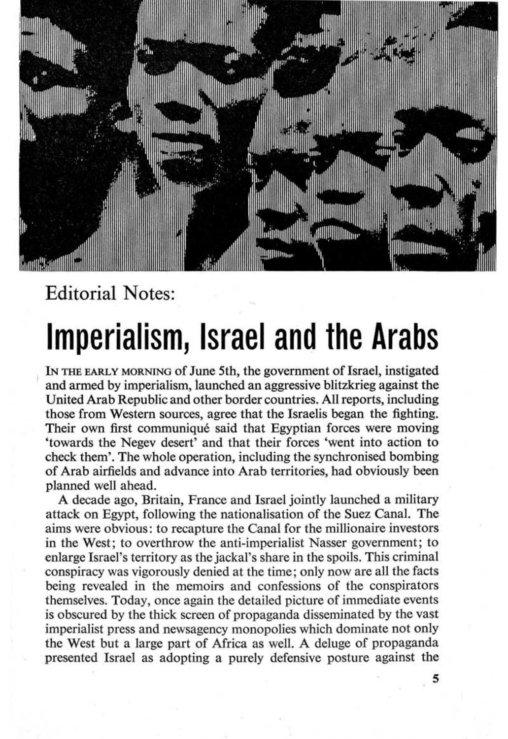Editorial Notes:

# Imperialism, Israel and the Arabs

IN THE EARLY MORNING of June 5th, the government of Israel, instigated and armed by imperialism, launched an aggressive blitzkrieg against the United Arab Republic and other border countries. All reports, including those from Western sources, agree that the Israelis began the fighting. Their own first communiqué said that Egyptian forces were moving 'towards the Negev desert' and that their forces 'went into action to check them'. The whole operation, including the synchronised bombing of Arab airfields and advance into Arab territories, had obviously been planned well ahead.

A decade ago, Britain, France and Israel jointly launched a military attack on Egypt, following the nationalisation of the Suez Canal. The aims were obvious: to recapture the Canal for the millionaire investors in the West; to overthrow the anti-imperialist Nasser government; to enlarge Israel's territory as the jackal's share in the spoils. This criminal conspiracy was vigorously denied at the time; only now are all the facts being revealed in the memoirs and confessions of the conspirators themselves. Today, once again the detailed picture of immediate events is obscured by the thick screen of propaganda disseminated by the vast imperialist press and newsagency monopolies which dominate not only the West but a large part of Africa as well. A deluge of propaganda presented Israel as adopting a purely defensive posture against the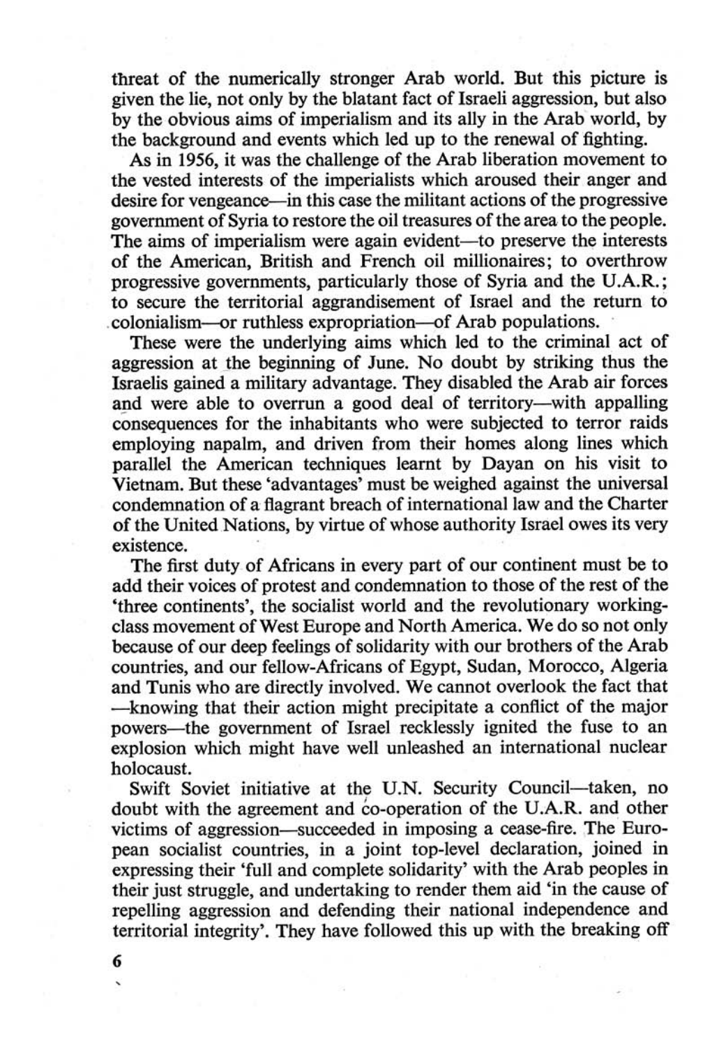threat of the numerically stronger Arab world. But this picture is given the lie, not only by the blatant fact of Israeli aggression, but also by the obvious aims of imperialism and its ally in the Arab world, by the background and events which led up to the renewal of fighting.

As in 1956, it was the challenge of the Arab liberation movement to the vested interests of the imperialists which aroused their anger and desire for vengeance—in this case the militant actions of the progressive government of Syria to restore the oil treasures of the area to the people. The aims of imperialism were again evident—to preserve the interests of the American, British and French oil millionaires; to overthrow progressive governments, particularly those of Syria and the U.A.R.; to secure the territorial aggrandisement of Israel and the return to colonialism—or ruthless expropriation—of Arab populations.

These were the underlying aims which led to the criminal act of aggression at the beginning of June. No doubt by striking thus the Israelis gained a military advantage. They disabled the Arab air forces and were able to overrun a good deal of territory—with appalling consequences for the inhabitants who were subjected to terror raids employing napalm, and driven from their homes along lines which parallel the American techniques learnt by Dayan on his visit to Vietnam. But these 'advantages' must be weighed against the universal condemnation of a flagrant breach of international law and the Charter of the United Nations, by virtue of whose authority Israel owes its very existence.

The first duty of Africans in every part of our continent must be to add their voices of protest and condemnation to those of the rest of the 'three continents', the socialist world and the revolutionary working-class movement of West Europe and North America. We do so not only because of our deep feelings of solidarity with our brothers of the Arab countries, and our fellow-Africans of Egypt, Sudan, Morocco, Algeria and Tunis who are directly involved. We cannot overlook the fact that —knowing that their action might precipitate a conflict of the major powers—the government of Israel recklessly ignited the fuse to an explosion which might have well unleashed an international nuclear holocaust.

Swift Soviet initiative at the U.N. Security Council—taken, no doubt with the agreement and co-operation of the U.A.R. and other victims of aggression—succeeded in imposing a cease-fire. The European socialist countries, in a joint top-level declaration, joined in expressing their 'full and complete solidarity' with the Arab peoples in their just struggle, and undertaking to render them aid 'in the cause of repelling aggression and defending their national independence and territorial integrity'. They have followed this up with the breaking off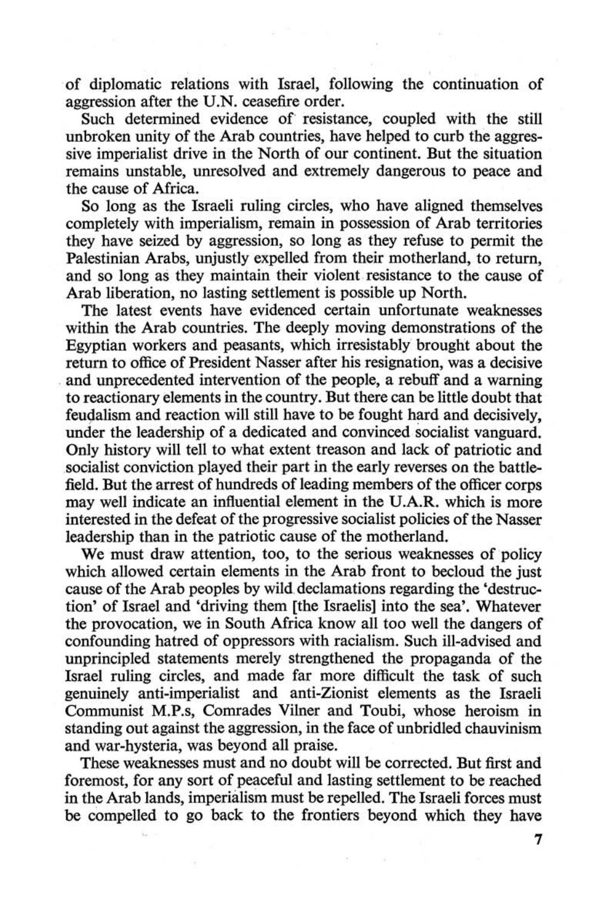of diplomatic relations with Israel, following the continuation of aggression after the U.N. ceasefire order.

Such determined evidence of resistance, coupled with the still unbroken unity of the Arab countries, have helped to curb the aggressive imperialist drive in the North of our continent. But the situation remains unstable, unresolved and extremely dangerous to peace and the cause of Africa.

So long as the Israeli ruling circles, who have aligned themselves completely with imperialism, remain in possession of Arab territories they have seized by aggression, so long as they refuse to permit the Palestinian Arabs, unjustly expelled from their motherland, to return, and so long as they maintain their violent resistance to the cause of Arab liberation, no lasting settlement is possible up North.

The latest events have evidenced certain unfortunate weaknesses within the Arab countries. The deeply moving demonstrations of the Egyptian workers and peasants, which irresistably brought about the return to office of President Nasser after his resignation, was a decisive and unprecedented intervention of the people, a rebuff and a warning to reactionary elements in the country. But there can be little doubt that feudalism and reaction will still have to be fought hard and decisively, under the leadership of a dedicated and convinced socialist vanguard. Only history will tell to what extent treason and lack of patriotic and socialist conviction played their part in the early reverses on the battlefield. But the arrest of hundreds of leading members of the officer corps may well indicate an influential element in the U.A.R. which is more interested in the defeat of the progressive socialist policies of the Nasser leadership than in the patriotic cause of the motherland.

We must draw attention, too, to the serious weaknesses of policy which allowed certain elements in the Arab front to becloud the just cause of the Arab peoples by wild declamations regarding the 'destruction' of Israel and 'driving them [the Israelis] into the sea'. Whatever the provocation, we in South Africa know all too well the dangers of confounding hatred of oppressors with racialism. Such ill-advised and unprincipled statements merely strengthened the propaganda of the Israel ruling circles, and made far more difficult the task of such genuinely anti-imperialist and anti-Zionist elements as the Israeli Communist M.P.s, Comrades Vilner and Toubi, whose heroism in standing out against the aggression, in the face of unbridled chauvinism and war-hysteria, was beyond all praise.

These weaknesses must and no doubt will be corrected. But first and foremost, for any sort of peaceful and lasting settlement to be reached in the Arab lands, imperialism must be repelled. The Israeli forces must be compelled to go back to the frontiers beyond which they have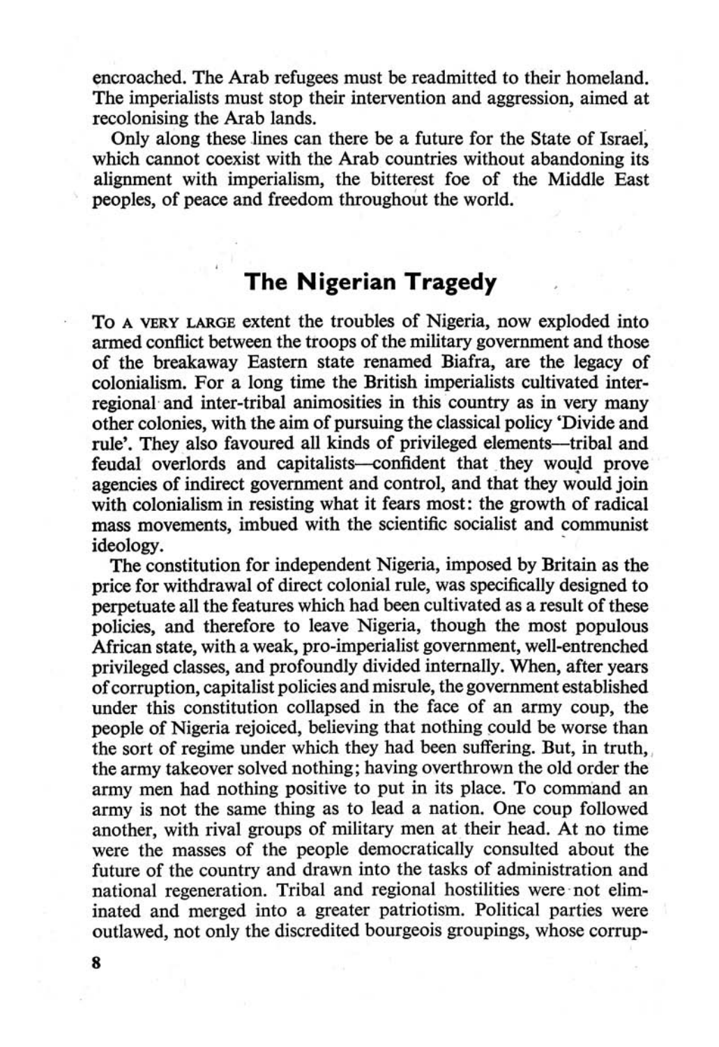encroached. The Arab refugees must be readmitted to their homeland. The imperialists must stop their intervention and aggression, aimed at recolonising the Arab lands.

Only along these lines can there be a future for the State of Israel, which cannot coexist with the Arab countries without abandoning its alignment with imperialism, the bitterest foe of the Middle East peoples, of peace and freedom throughout the world.

## The Nigerian Tragedy

TO A VERY LARGE extent the troubles of Nigeria, now exploded into armed conflict between the troops of the military government and those of the breakaway Eastern state renamed Biafra, are the legacy of colonialism. For a long time the British imperialists cultivated inter-regional and inter-tribal animosities in this country as in very many other colonies, with the aim of pursuing the classical policy 'Divide and rule'. They also favoured all kinds of privileged elements—tribal and feudal overlords and capitalists—confident that they would prove agencies of indirect government and control, and that they would join with colonialism in resisting what it fears most: the growth of radical mass movements, imbued with the scientific socialist and communist ideology.

The constitution for independent Nigeria, imposed by Britain as the price for withdrawal of direct colonial rule, was specifically designed to perpetuate all the features which had been cultivated as a result of these policies, and therefore to leave Nigeria, though the most populous African state, with a weak, pro-imperialist government, well-entrenched privileged classes, and profoundly divided internally. When, after years of corruption, capitalist policies and misrule, the government established under this constitution collapsed in the face of an army coup, the people of Nigeria rejoiced, believing that nothing could be worse than the sort of regime under which they had been suffering. But, in truth, the army takeover solved nothing; having overthrown the old order the army men had nothing positive to put in its place. To command an army is not the same thing as to lead a nation. One coup followed another, with rival groups of military men at their head. At no time were the masses of the people democratically consulted about the future of the country and drawn into the tasks of administration and national regeneration. Tribal and regional hostilities were not eliminated and merged into a greater patriotism. Political parties were outlawed, not only the discredited bourgeois groupings, whose corrup-